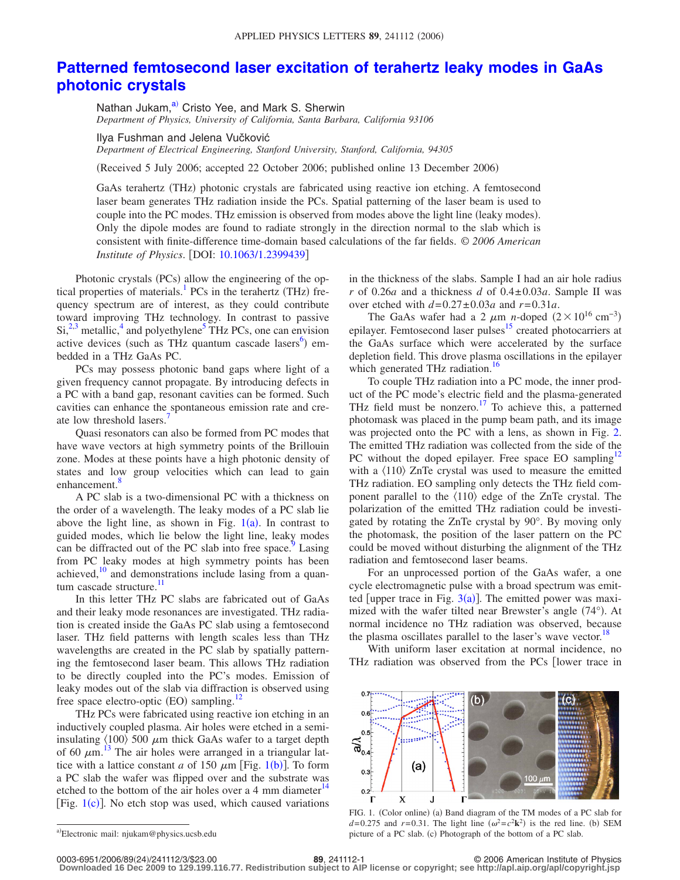# Patterned femtosecond laser excitation of terahertz leaky modes in GaAs photonic crystals

Nathan Jukam,[a)] Cristo Yee, and Mark S. Sherwin
*Department of Physics, University of California, Santa Barbara, California 93106*

Ilya Fushman and Jelena Vučković
*Department of Electrical Engineering, Stanford University, Stanford, California, 94305*

(Received 5 July 2006; accepted 22 October 2006; published online 13 December 2006)

GaAs terahertz (THz) photonic crystals are fabricated using reactive ion etching. A femtosecond laser beam generates THz radiation inside the PCs. Spatial patterning of the laser beam is used to couple into the PC modes. THz emission is observed from modes above the light line (leaky modes). Only the dipole modes are found to radiate strongly in the direction normal to the slab which is consistent with finite-difference time-domain based calculations of the far fields. *© 2006 American Institute of Physics.* [DOI: 10.1063/1.2399439]

Photonic crystals (PCs) allow the engineering of the optical properties of materials.[1] PCs in the terahertz (THz) frequency spectrum are of interest, as they could contribute toward improving THz technology. In contrast to passive Si,[2,3] metallic,[4] and polyethylene[5] THz PCs, one can envision active devices (such as THz quantum cascade lasers[6]) embedded in a THz GaAs PC.

PCs may possess photonic band gaps where light of a given frequency cannot propagate. By introducing defects in a PC with a band gap, resonant cavities can be formed. Such cavities can enhance the spontaneous emission rate and create low threshold lasers.[7]

Quasi resonators can also be formed from PC modes that have wave vectors at high symmetry points of the Brillouin zone. Modes at these points have a high photonic density of states and low group velocities which can lead to gain enhancement.[8]

A PC slab is a two-dimensional PC with a thickness on the order of a wavelength. The leaky modes of a PC slab lie above the light line, as shown in Fig. 1(a). In contrast to guided modes, which lie below the light line, leaky modes can be diffracted out of the PC slab into free space.[9] Lasing from PC leaky modes at high symmetry points has been achieved,[10] and demonstrations include lasing from a quantum cascade structure.[11]

In this letter THz PC slabs are fabricated out of GaAs and their leaky mode resonances are investigated. THz radiation is created inside the GaAs PC slab using a femtosecond laser. THz field patterns with length scales less than THz wavelengths are created in the PC slab by spatially patterning the femtosecond laser beam. This allows THz radiation to be directly coupled into the PC's modes. Emission of leaky modes out of the slab via diffraction is observed using free space electro-optic (EO) sampling.[12]

THz PCs were fabricated using reactive ion etching in an inductively coupled plasma. Air holes were etched in a semi-insulating ⟨100⟩ 500 $\mu$m thick GaAs wafer to a target depth of 60 $\mu$m.[13] The air holes were arranged in a triangular lattice with a lattice constant $a$ of 150 $\mu$m [Fig. 1(b)]. To form a PC slab the wafer was flipped over and the substrate was etched to the bottom of the air holes over a 4 mm diameter[14] [Fig. 1(c)]. No etch stop was used, which caused variations in the thickness of the slabs. Sample I had an air hole radius $r$ of $0.26a$ and a thickness $d$ of $0.4\pm0.03a$. Sample II was over etched with $d=0.27\pm0.03a$ and $r=0.31a$.

The GaAs wafer had a 2 $\mu$m $n$-doped ($2\times10^{16}$ cm$^{-3}$) epilayer. Femtosecond laser pulses[15] created photocarriers at the GaAs surface which were accelerated by the surface depletion field. This drove plasma oscillations in the epilayer which generated THz radiation.[16]

To couple THz radiation into a PC mode, the inner product of the PC mode's electric field and the plasma-generated THz field must be nonzero.[17] To achieve this, a patterned photomask was placed in the pump beam path, and its image was projected onto the PC with a lens, as shown in Fig. 2. The emitted THz radiation was collected from the side of the PC without the doped epilayer. Free space EO sampling[12] with a ⟨110⟩ ZnTe crystal was used to measure the emitted THz radiation. EO sampling only detects the THz field component parallel to the ⟨110⟩ edge of the ZnTe crystal. The polarization of the emitted THz radiation could be investigated by rotating the ZnTe crystal by 90°. By moving only the photomask, the position of the laser pattern on the PC could be moved without disturbing the alignment of the THz radiation and femtosecond laser beams.

For an unprocessed portion of the GaAs wafer, a one cycle electromagnetic pulse with a broad spectrum was emitted [upper trace in Fig. 3(a)]. The emitted power was maximized with the wafer tilted near Brewster's angle (74°). At normal incidence no THz radiation was observed, because the plasma oscillates parallel to the laser's wave vector.[18]

With uniform laser excitation at normal incidence, no THz radiation was observed from the PCs [lower trace in

FIG. 1. (Color online) (a) Band diagram of the TM modes of a PC slab for $d=0.275$ and $r=0.31$. The light line ($\omega^2=c^2\mathbf{k}^2$) is the red line. (b) SEM picture of a PC slab. (c) Photograph of the bottom of a PC slab.

a)Electronic mail: njukam@physics.ucsb.edu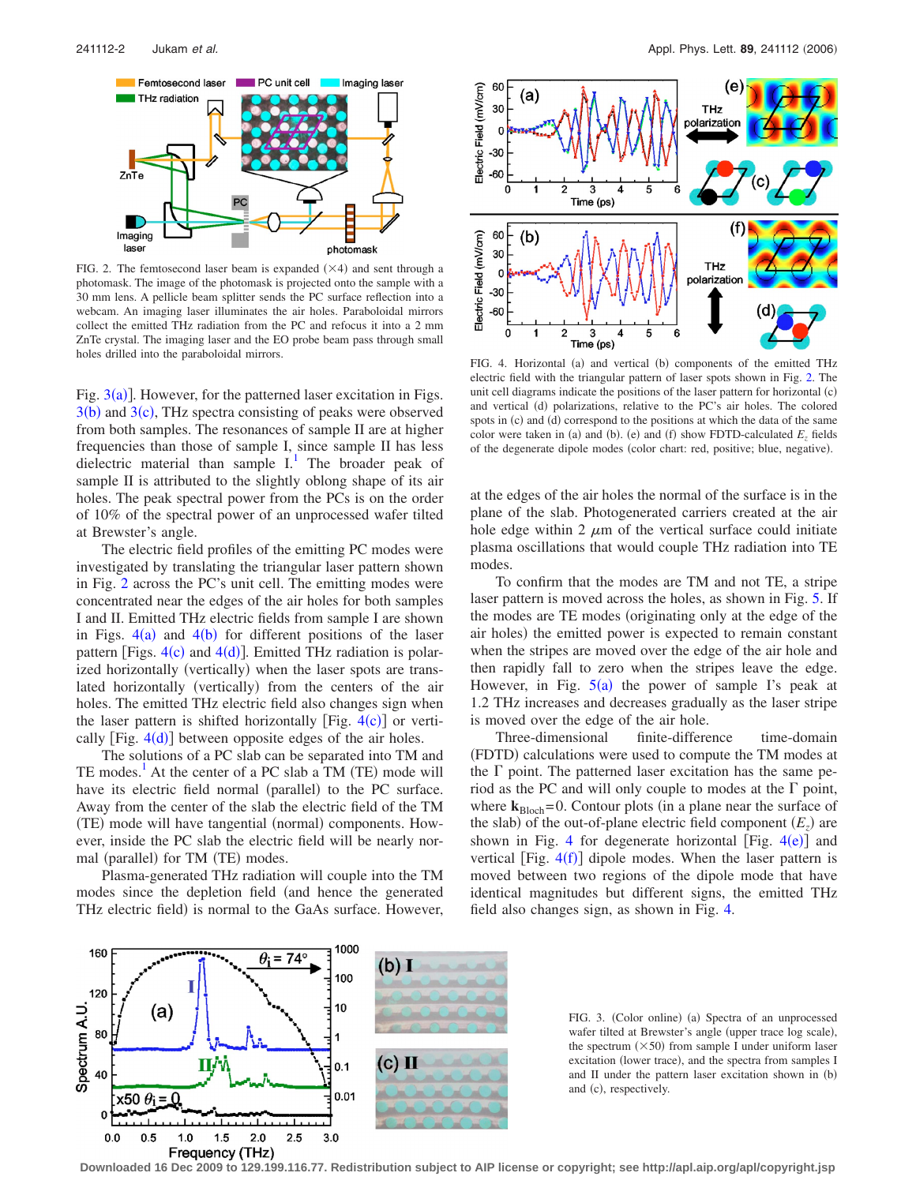FIG. 2. The femtosecond laser beam is expanded (×4) and sent through a photomask. The image of the photomask is projected onto the sample with a 30 mm lens. A pellicle beam splitter sends the PC surface reflection into a webcam. An imaging laser illuminates the air holes. Paraboloidal mirrors collect the emitted THz radiation from the PC and refocus it into a 2 mm ZnTe crystal. The imaging laser and the EO probe beam pass through small holes drilled into the paraboloidal mirrors.

Fig. 3(a)]. However, for the patterned laser excitation in Figs. 3(b) and 3(c), THz spectra consisting of peaks were observed from both samples. The resonances of sample II are at higher frequencies than those of sample I, since sample II has less dielectric material than sample I.[1] The broader peak of sample II is attributed to the slightly oblong shape of its air holes. The peak spectral power from the PCs is on the order of 10% of the spectral power of an unprocessed wafer tilted at Brewster's angle.

The electric field profiles of the emitting PC modes were investigated by translating the triangular laser pattern shown in Fig. 2 across the PC's unit cell. The emitting modes were concentrated near the edges of the air holes for both samples I and II. Emitted THz electric fields from sample I are shown in Figs. 4(a) and 4(b) for different positions of the laser pattern [Figs. 4(c) and 4(d)]. Emitted THz radiation is polarized horizontally (vertically) when the laser spots are translated horizontally (vertically) from the centers of the air holes. The emitted THz electric field also changes sign when the laser pattern is shifted horizontally [Fig. 4(c)] or vertically [Fig. 4(d)] between opposite edges of the air holes.

The solutions of a PC slab can be separated into TM and TE modes.[1] At the center of a PC slab a TM (TE) mode will have its electric field normal (parallel) to the PC surface. Away from the center of the slab the electric field of the TM (TE) mode will have tangential (normal) components. However, inside the PC slab the electric field will be nearly normal (parallel) for TM (TE) modes.

Plasma-generated THz radiation will couple into the TM modes since the depletion field (and hence the generated THz electric field) is normal to the GaAs surface. However, at the edges of the air holes the normal of the surface is in the plane of the slab. Photogenerated carriers created at the air hole edge within 2 $\mu$m of the vertical surface could initiate plasma oscillations that would couple THz radiation into TE modes.

FIG. 4. Horizontal (a) and vertical (b) components of the emitted THz electric field with the triangular pattern of laser spots shown in Fig. 2. The unit cell diagrams indicate the positions of the laser pattern for horizontal (c) and vertical (d) polarizations, relative to the PC's air holes. The colored spots in (c) and (d) correspond to the positions at which the data of the same color were taken in (a) and (b). (e) and (f) show FDTD-calculated $E_z$ fields of the degenerate dipole modes (color chart: red, positive; blue, negative).

To confirm that the modes are TM and not TE, a stripe laser pattern is moved across the holes, as shown in Fig. 5. If the modes are TE modes (originating only at the edge of the air holes) the emitted power is expected to remain constant when the stripes are moved over the edge of the air hole and then rapidly fall to zero when the stripes leave the edge. However, in Fig. 5(a) the power of sample I's peak at 1.2 THz increases and decreases gradually as the laser stripe is moved over the edge of the air hole.

Three-dimensional finite-difference time-domain (FDTD) calculations were used to compute the TM modes at the $\Gamma$ point. The patterned laser excitation has the same period as the PC and will only couple to modes at the $\Gamma$ point, where $\mathbf{k}_{\text{Bloch}}=0$. Contour plots (in a plane near the surface of the slab) of the out-of-plane electric field component ($E_z$) are shown in Fig. 4 for degenerate horizontal [Fig. 4(e)] and vertical [Fig. 4(f)] dipole modes. When the laser pattern is moved between two regions of the dipole mode that have identical magnitudes but different signs, the emitted THz field also changes sign, as shown in Fig. 4.

FIG. 3. (Color online) (a) Spectra of an unprocessed wafer tilted at Brewster's angle (upper trace log scale), the spectrum (×50) from sample I under uniform laser excitation (lower trace), and the spectra from samples I and II under the pattern laser excitation shown in (b) and (c), respectively.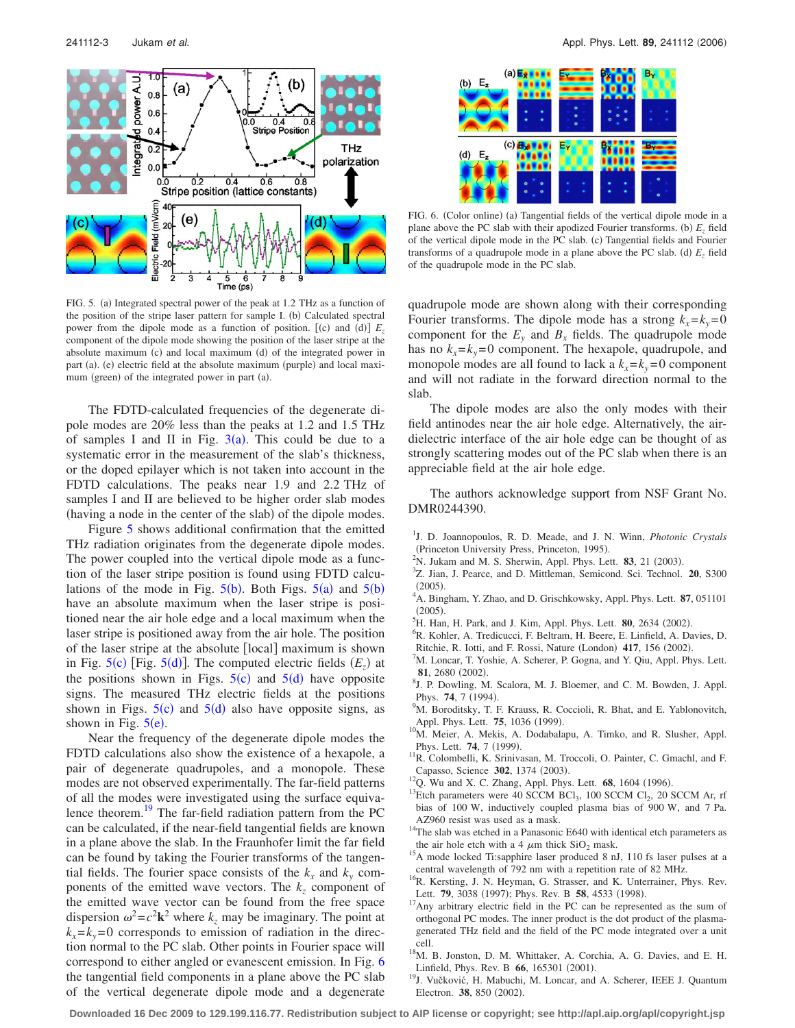FIG. 5. (a) Integrated spectral power of the peak at 1.2 THz as a function of the position of the stripe laser pattern for sample I. (b) Calculated spectral power from the dipole mode as a function of position. [(c) and (d)] $E_z$ component of the dipole mode showing the position of the laser stripe at the absolute maximum (c) and local maximum (d) of the integrated power in part (a). (e) electric field at the absolute maximum (purple) and local maximum (green) of the integrated power in part (a).

The FDTD-calculated frequencies of the degenerate dipole modes are 20% less than the peaks at 1.2 and 1.5 THz of samples I and II in Fig. 3(a). This could be due to a systematic error in the measurement of the slab's thickness, or the doped epilayer which is not taken into account in the FDTD calculations. The peaks near 1.9 and 2.2 THz of samples I and II are believed to be higher order slab modes (having a node in the center of the slab) of the dipole modes.

Figure 5 shows additional confirmation that the emitted THz radiation originates from the degenerate dipole modes. The power coupled into the vertical dipole mode as a function of the laser stripe position is found using FDTD calculations of the mode in Fig. 5(b). Both Figs. 5(a) and 5(b) have an absolute maximum when the laser stripe is positioned near the air hole edge and a local maximum when the laser stripe is positioned away from the air hole. The position of the laser stripe at the absolute [local] maximum is shown in Fig. 5(c) [Fig. 5(d)]. The computed electric fields ($E_z$) at the positions shown in Figs. 5(c) and 5(d) have opposite signs. The measured THz electric fields at the positions shown in Figs. 5(c) and 5(d) also have opposite signs, as shown in Fig. 5(e).

Near the frequency of the degenerate dipole modes the FDTD calculations also show the existence of a hexapole, a pair of degenerate quadrupoles, and a monopole. These modes are not observed experimentally. The far-field patterns of all the modes were investigated using the surface equivalence theorem.[19] The far-field radiation pattern from the PC can be calculated, if the near-field tangential fields are known in a plane above the slab. In the Fraunhofer limit the far field can be found by taking the Fourier transforms of the tangential fields. The fourier space consists of the $k_x$ and $k_y$ components of the emitted wave vectors. The $k_z$ component of the emitted wave vector can be found from the free space dispersion $\omega^2=c^2\mathbf{k}^2$ where $k_z$ may be imaginary. The point at $k_x=k_y=0$ corresponds to emission of radiation in the direction normal to the PC slab. Other points in Fourier space will correspond to either angled or evanescent emission. In Fig. 6 the tangential field components in a plane above the PC slab of the vertical degenerate dipole mode and a degenerate quadrupole mode are shown along with their corresponding Fourier transforms. The dipole mode has a strong $k_x=k_y=0$ component for the $E_y$ and $B_x$ fields. The quadrupole mode has no $k_x=k_y=0$ component. The hexapole, quadrupole, and monopole modes are all found to lack a $k_x=k_y=0$ component and will not radiate in the forward direction normal to the slab.

FIG. 6. (Color online) (a) Tangential fields of the vertical dipole mode in a plane above the PC slab with their apodized Fourier transforms. (b) $E_z$ field of the vertical dipole mode in the PC slab. (c) Tangential fields and Fourier transforms of a quadrupole mode in a plane above the PC slab. (d) $E_z$ field of the quadrupole mode in the PC slab.

The dipole modes are also the only modes with their field antinodes near the air hole edge. Alternatively, the air-dielectric interface of the air hole edge can be thought of as strongly scattering modes out of the PC slab when there is an appreciable field at the air hole edge.

The authors acknowledge support from NSF Grant No. DMR0244390.

[1] J. D. Joannopoulos, R. D. Meade, and J. N. Winn, *Photonic Crystals* (Princeton University Press, Princeton, 1995).
[2] N. Jukam and M. S. Sherwin, Appl. Phys. Lett. **83**, 21 (2003).
[3] Z. Jian, J. Pearce, and D. Mittleman, Semicond. Sci. Technol. **20**, S300 (2005).
[4] A. Bingham, Y. Zhao, and D. Grischkowsky, Appl. Phys. Lett. **87**, 051101 (2005).
[5] H. Han, H. Park, and J. Kim, Appl. Phys. Lett. **80**, 2634 (2002).
[6] R. Kohler, A. Tredicucci, F. Beltram, H. Beere, E. Linfield, A. Davies, D. Ritchie, R. Iotti, and F. Rossi, Nature (London) **417**, 156 (2002).
[7] M. Loncar, T. Yoshie, A. Scherer, P. Gogna, and Y. Qiu, Appl. Phys. Lett. **81**, 2680 (2002).
[8] J. P. Dowling, M. Scalora, M. J. Bloemer, and C. M. Bowden, J. Appl. Phys. **74**, 7 (1994).
[9] M. Boroditsky, T. F. Krauss, R. Coccioli, R. Bhat, and E. Yablonovitch, Appl. Phys. Lett. **75**, 1036 (1999).
[10] M. Meier, A. Mekis, A. Dodabalapu, A. Timko, and R. Slusher, Appl. Phys. Lett. **74**, 7 (1999).
[11] R. Colombelli, K. Srinivasan, M. Troccoli, O. Painter, C. Gmachl, and F. Capasso, Science **302**, 1374 (2003).
[12] Q. Wu and X. C. Zhang, Appl. Phys. Lett. **68**, 1604 (1996).
[13] Etch parameters were 40 SCCM $BCl_3$, 100 SCCM $Cl_2$, 20 SCCM Ar, rf bias of 100 W, inductively coupled plasma bias of 900 W, and 7 Pa. AZ960 resist was used as a mask.
[14] The slab was etched in a Panasonic E640 with identical etch parameters as the air hole etch with a 4 $\mu$m thick $SiO_2$ mask.
[15] A mode locked Ti:sapphire laser produced 8 nJ, 110 fs laser pulses at a central wavelength of 792 nm with a repetition rate of 82 MHz.
[16] R. Kersting, J. N. Heyman, G. Strasser, and K. Unterrainer, Phys. Rev. Lett. **79**, 3038 (1997); Phys. Rev. B **58**, 4533 (1998).
[17] Any arbitrary electric field in the PC can be represented as the sum of orthogonal PC modes. The inner product is the dot product of the plasma-generated THz field and the field of the PC mode integrated over a unit cell.
[18] M. B. Jonston, D. M. Whittaker, A. Corchia, A. G. Davies, and E. H. Linfield, Phys. Rev. B **66**, 165301 (2001).
[19] J. Vučković, M. Loncar, H. Mabuchi, and A. Scherer, IEEE J. Quantum Electron. **38**, 850 (2002).